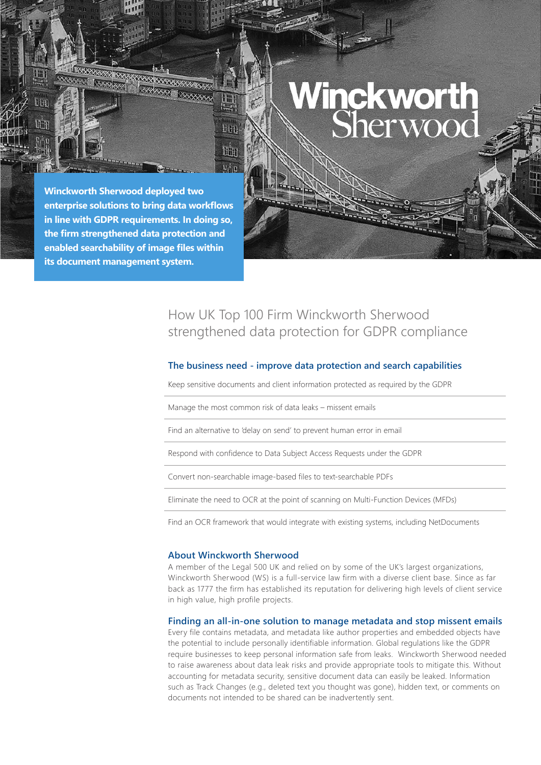Winckworth Sherwood

**Winckworth Sherwood deployed two enterprise solutions to bring data workflows in line with GDPR requirements. In doing so, the firm strengthened data protection and enabled searchability of image files within its document management system.**

# How UK Top 100 Firm Winckworth Sherwood strengthened data protection for GDPR compliance

## The business need - improve data protection and search capabilities

- Keep sensitive documents and client information protected as required by the GDPR
- Manage the most common risk of data leaks – missent emails
- Find an alternative to 'delay on send' to prevent human error in email
- Respond with confidence to Data Subject Access Requests under the GDPR
- Convert non-searchable image-based files to text-searchable PDFs
- Eliminate the need to OCR at the point of scanning on Multi-Function Devices (MFDs)
- Find an OCR framework that would integrate with existing systems, including NetDocuments

## About Winckworth Sherwood

A member of the Legal 500 UK and relied on by some of the UK's largest organizations, Winckworth Sherwood (WS) is a full-service law firm with a diverse client base. Since as far back as 1777 the firm has established its reputation for delivering high levels of client service in high value, high profile projects.

## Finding an all-in-one solution to manage metadata and stop missent emails

Every file contains metadata, and metadata like author properties and embedded objects have the potential to include personally identifiable information. Global regulations like the GDPR require businesses to keep personal information safe from leaks. Winckworth Sherwood needed to raise awareness about data leak risks and provide appropriate tools to mitigate this. Without accounting for metadata security, sensitive document data can easily be leaked. Information such as Track Changes (e.g., deleted text you thought was gone), hidden text, or comments on documents not intended to be shared can be inadvertently sent.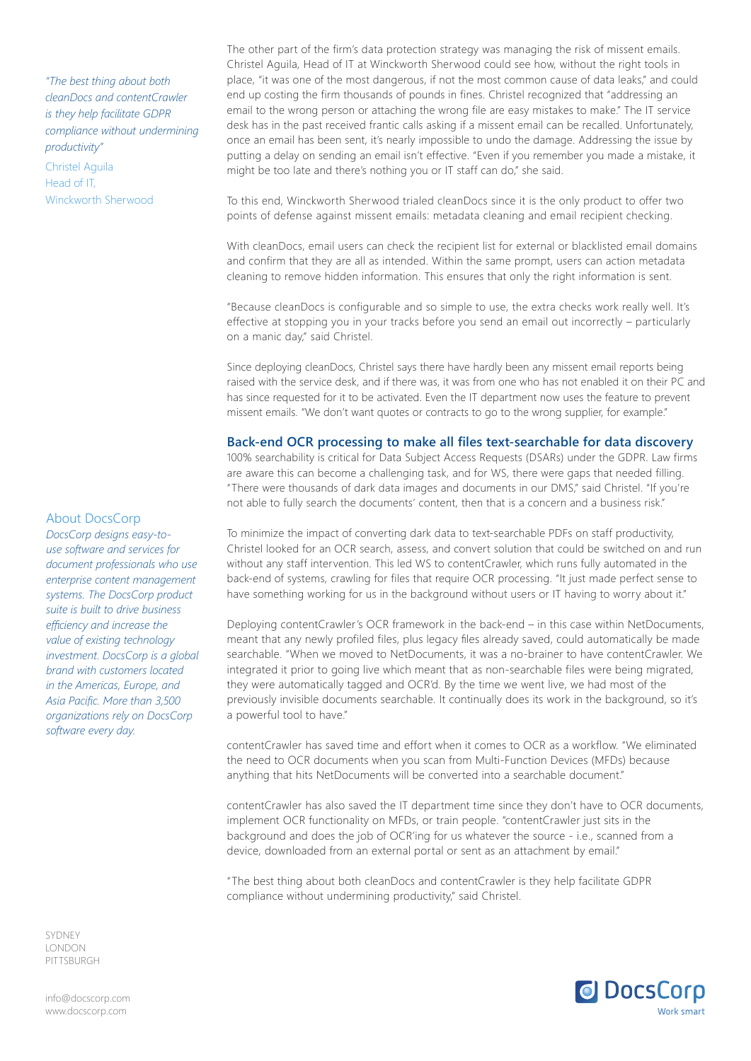*"The best thing about both cleanDocs and contentCrawler is they help facilitate GDPR compliance without undermining productivity"*

Christel Aguila
Head of IT,
Winckworth Sherwood

The other part of the firm's data protection strategy was managing the risk of missent emails. Christel Aguila, Head of IT at Winckworth Sherwood could see how, without the right tools in place, "it was one of the most dangerous, if not the most common cause of data leaks," and could end up costing the firm thousands of pounds in fines. Christel recognized that "addressing an email to the wrong person or attaching the wrong file are easy mistakes to make." The IT service desk has in the past received frantic calls asking if a missent email can be recalled. Unfortunately, once an email has been sent, it's nearly impossible to undo the damage. Addressing the issue by putting a delay on sending an email isn't effective. "Even if you remember you made a mistake, it might be too late and there's nothing you or IT staff can do," she said.

To this end, Winckworth Sherwood trialed cleanDocs since it is the only product to offer two points of defense against missent emails: metadata cleaning and email recipient checking.

With cleanDocs, email users can check the recipient list for external or blacklisted email domains and confirm that they are all as intended. Within the same prompt, users can action metadata cleaning to remove hidden information. This ensures that only the right information is sent.

"Because cleanDocs is configurable and so simple to use, the extra checks work really well. It's effective at stopping you in your tracks before you send an email out incorrectly – particularly on a manic day," said Christel.

Since deploying cleanDocs, Christel says there have hardly been any missent email reports being raised with the service desk, and if there was, it was from one who has not enabled it on their PC and has since requested for it to be activated. Even the IT department now uses the feature to prevent missent emails. "We don't want quotes or contracts to go to the wrong supplier, for example."

## Back-end OCR processing to make all files text-searchable for data discovery

100% searchability is critical for Data Subject Access Requests (DSARs) under the GDPR. Law firms are aware this can become a challenging task, and for WS, there were gaps that needed filling. "There were thousands of dark data images and documents in our DMS," said Christel. "If you're not able to fully search the documents' content, then that is a concern and a business risk."

To minimize the impact of converting dark data to text-searchable PDFs on staff productivity, Christel looked for an OCR search, assess, and convert solution that could be switched on and run without any staff intervention. This led WS to contentCrawler, which runs fully automated in the back-end of systems, crawling for files that require OCR processing. "It just made perfect sense to have something working for us in the background without users or IT having to worry about it."

Deploying contentCrawler's OCR framework in the back-end – in this case within NetDocuments, meant that any newly profiled files, plus legacy files already saved, could automatically be made searchable. "When we moved to NetDocuments, it was a no-brainer to have contentCrawler. We integrated it prior to going live which meant that as non-searchable files were being migrated, they were automatically tagged and OCR'd. By the time we went live, we had most of the previously invisible documents searchable. It continually does its work in the background, so it's a powerful tool to have."

contentCrawler has saved time and effort when it comes to OCR as a workflow. "We eliminated the need to OCR documents when you scan from Multi-Function Devices (MFDs) because anything that hits NetDocuments will be converted into a searchable document."

contentCrawler has also saved the IT department time since they don't have to OCR documents, implement OCR functionality on MFDs, or train people. "contentCrawler just sits in the background and does the job of OCR'ing for us whatever the source - i.e., scanned from a device, downloaded from an external portal or sent as an attachment by email."

"The best thing about both cleanDocs and contentCrawler is they help facilitate GDPR compliance without undermining productivity," said Christel.

### About DocsCorp

*DocsCorp designs easy-to-use software and services for document professionals who use enterprise content management systems. The DocsCorp product suite is built to drive business efficiency and increase the value of existing technology investment. DocsCorp is a global brand with customers located in the Americas, Europe, and Asia Pacific. More than 3,500 organizations rely on DocsCorp software every day.*

SYDNEY
LONDON
PITTSBURGH

info@docscorp.com
www.docscorp.com

DocsCorp
Work smart